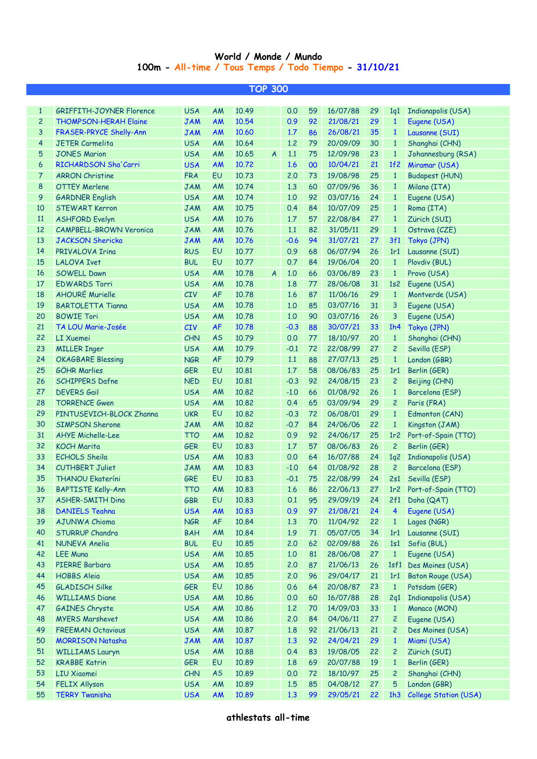# World / Monde / Mundo

## 100m - All-time / Tous Temps / Todo Tiempo - 31/10/21

### TOP 300

| | | | | | | | | | | | |
|---|---|---|---|---|---|---|---|---|---|---|---|
| 1 | GRIFFITH-JOYNER Florence | USA | AM | 10.49 | | 0.0 | 59 | 16/07/88 | 29 | 1q1 | Indianapolis (USA) |
| 2 | THOMPSON-HERAH Elaine | JAM | AM | 10.54 | | 0.9 | 92 | 21/08/21 | 29 | 1 | Eugene (USA) |
| 3 | FRASER-PRYCE Shelly-Ann | JAM | AM | 10.60 | | 1.7 | 86 | 26/08/21 | 35 | 1 | Lausanne (SUI) |
| 4 | JETER Carmelita | USA | AM | 10.64 | | 1.2 | 79 | 20/09/09 | 30 | 1 | Shanghai (CHN) |
| 5 | JONES Marion | USA | AM | 10.65 | A | 1.1 | 75 | 12/09/98 | 23 | 1 | Johannesburg (RSA) |
| 6 | RICHARDSON Sha'Carri | USA | AM | 10.72 | | 1.6 | 00 | 10/04/21 | 21 | 1f2 | Miramar (USA) |
| 7 | ARRON Christine | FRA | EU | 10.73 | | 2.0 | 73 | 19/08/98 | 25 | 1 | Budapest (HUN) |
| 8 | OTTEY Merlene | JAM | AM | 10.74 | | 1.3 | 60 | 07/09/96 | 36 | 1 | Milano (ITA) |
| 9 | GARDNER English | USA | AM | 10.74 | | 1.0 | 92 | 03/07/16 | 24 | 1 | Eugene (USA) |
| 10 | STEWART Kerron | JAM | AM | 10.75 | | 0.4 | 84 | 10/07/09 | 25 | 1 | Roma (ITA) |
| 11 | ASHFORD Evelyn | USA | AM | 10.76 | | 1.7 | 57 | 22/08/84 | 27 | 1 | Zürich (SUI) |
| 12 | CAMPBELL-BROWN Veronica | JAM | AM | 10.76 | | 1.1 | 82 | 31/05/11 | 29 | 1 | Ostrava (CZE) |
| 13 | JACKSON Shericka | JAM | AM | 10.76 | | -0.6 | 94 | 31/07/21 | 27 | 3f1 | Tokyo (JPN) |
| 14 | PRIVALOVA Irina | RUS | EU | 10.77 | | 0.9 | 68 | 06/07/94 | 26 | 1r1 | Lausanne (SUI) |
| 15 | LALOVA Ivet | BUL | EU | 10.77 | | 0.7 | 84 | 19/06/04 | 20 | 1 | Plovdiv (BUL) |
| 16 | SOWELL Dawn | USA | AM | 10.78 | A | 1.0 | 66 | 03/06/89 | 23 | 1 | Provo (USA) |
| 17 | EDWARDS Torri | USA | AM | 10.78 | | 1.8 | 77 | 28/06/08 | 31 | 1s2 | Eugene (USA) |
| 18 | AHOURÉ Murielle | CIV | AF | 10.78 | | 1.6 | 87 | 11/06/16 | 29 | 1 | Montverde (USA) |
| 19 | BARTOLETTA Tianna | USA | AM | 10.78 | | 1.0 | 85 | 03/07/16 | 31 | 3 | Eugene (USA) |
| 20 | BOWIE Tori | USA | AM | 10.78 | | 1.0 | 90 | 03/07/16 | 26 | 3 | Eugene (USA) |
| 21 | TA LOU Marie-Josée | CIV | AF | 10.78 | | -0.3 | 88 | 30/07/21 | 33 | 1h4 | Tokyo (JPN) |
| 22 | LI Xuemei | CHN | AS | 10.79 | | 0.0 | 77 | 18/10/97 | 20 | 1 | Shanghai (CHN) |
| 23 | MILLER Inger | USA | AM | 10.79 | | -0.1 | 72 | 22/08/99 | 27 | 2 | Sevilla (ESP) |
| 24 | OKAGBARE Blessing | NGR | AF | 10.79 | | 1.1 | 88 | 27/07/13 | 25 | 1 | London (GBR) |
| 25 | GÖHR Marlies | GER | EU | 10.81 | | 1.7 | 58 | 08/06/83 | 25 | 1r1 | Berlin (GER) |
| 26 | SCHIPPERS Dafne | NED | EU | 10.81 | | -0.3 | 92 | 24/08/15 | 23 | 2 | Beijing (CHN) |
| 27 | DEVERS Gail | USA | AM | 10.82 | | -1.0 | 66 | 01/08/92 | 26 | 1 | Barcelona (ESP) |
| 28 | TORRENCE Gwen | USA | AM | 10.82 | | 0.4 | 65 | 03/09/94 | 29 | 2 | Paris (FRA) |
| 29 | PINTUSEVICH-BLOCK Zhanna | UKR | EU | 10.82 | | -0.3 | 72 | 06/08/01 | 29 | 1 | Edmonton (CAN) |
| 30 | SIMPSON Sherone | JAM | AM | 10.82 | | -0.7 | 84 | 24/06/06 | 22 | 1 | Kingston (JAM) |
| 31 | AHYE Michelle-Lee | TTO | AM | 10.82 | | 0.9 | 92 | 24/06/17 | 25 | 1r2 | Port-of-Spain (TTO) |
| 32 | KOCH Marita | GER | EU | 10.83 | | 1.7 | 57 | 08/06/83 | 26 | 2 | Berlin (GER) |
| 33 | ECHOLS Sheila | USA | AM | 10.83 | | 0.0 | 64 | 16/07/88 | 24 | 1q2 | Indianapolis (USA) |
| 34 | CUTHBERT Juliet | JAM | AM | 10.83 | | -1.0 | 64 | 01/08/92 | 28 | 2 | Barcelona (ESP) |
| 35 | THANOU Ekateríni | GRE | EU | 10.83 | | -0.1 | 75 | 22/08/99 | 24 | 2s1 | Sevilla (ESP) |
| 36 | BAPTISTE Kelly-Ann | TTO | AM | 10.83 | | 1.6 | 86 | 22/06/13 | 27 | 1r2 | Port-of-Spain (TTO) |
| 37 | ASHER-SMITH Dina | GBR | EU | 10.83 | | 0.1 | 95 | 29/09/19 | 24 | 2f1 | Doha (QAT) |
| 38 | DANIELS Teahna | USA | AM | 10.83 | | 0.9 | 97 | 21/08/21 | 24 | 4 | Eugene (USA) |
| 39 | AJUNWA Chioma | NGR | AF | 10.84 | | 1.3 | 70 | 11/04/92 | 22 | 1 | Lagos (NGR) |
| 40 | STURRUP Chandra | BAH | AM | 10.84 | | 1.9 | 71 | 05/07/05 | 34 | 1r1 | Lausanne (SUI) |
| 41 | NUNEVA Anelia | BUL | EU | 10.85 | | 2.0 | 62 | 02/09/88 | 26 | 1s1 | Sofia (BUL) |
| 42 | LEE Muna | USA | AM | 10.85 | | 1.0 | 81 | 28/06/08 | 27 | 1 | Eugene (USA) |
| 43 | PIERRE Barbara | USA | AM | 10.85 | | 2.0 | 87 | 21/06/13 | 26 | 1sf1 | Des Moines (USA) |
| 44 | HOBBS Aleia | USA | AM | 10.85 | | 2.0 | 96 | 29/04/17 | 21 | 1r1 | Baton Rouge (USA) |
| 45 | GLADISCH Silke | GER | EU | 10.86 | | 0.6 | 64 | 20/08/87 | 23 | 1 | Potsdam (GER) |
| 46 | WILLIAMS Diane | USA | AM | 10.86 | | 0.0 | 60 | 16/07/88 | 28 | 2q1 | Indianapolis (USA) |
| 47 | GAINES Chryste | USA | AM | 10.86 | | 1.2 | 70 | 14/09/03 | 33 | 1 | Monaco (MON) |
| 48 | MYERS Marshevet | USA | AM | 10.86 | | 2.0 | 84 | 04/06/11 | 27 | 2 | Eugene (USA) |
| 49 | FREEMAN Octavious | USA | AM | 10.87 | | 1.8 | 92 | 21/06/13 | 21 | 2 | Des Moines (USA) |
| 50 | MORRISON Natasha | JAM | AM | 10.87 | | 1.3 | 92 | 24/04/21 | 29 | 1 | Miami (USA) |
| 51 | WILLIAMS Lauryn | USA | AM | 10.88 | | 0.4 | 83 | 19/08/05 | 22 | 2 | Zürich (SUI) |
| 52 | KRABBE Katrin | GER | EU | 10.89 | | 1.8 | 69 | 20/07/88 | 19 | 1 | Berlin (GER) |
| 53 | LIU Xiaomei | CHN | AS | 10.89 | | 0.0 | 72 | 18/10/97 | 25 | 2 | Shanghai (CHN) |
| 54 | FELIX Allyson | USA | AM | 10.89 | | 1.5 | 85 | 04/08/12 | 27 | 5 | London (GBR) |
| 55 | TERRY Twanisha | USA | AM | 10.89 | | 1.3 | 99 | 29/05/21 | 22 | 1h3 | College Station (USA) |

athlestats all-time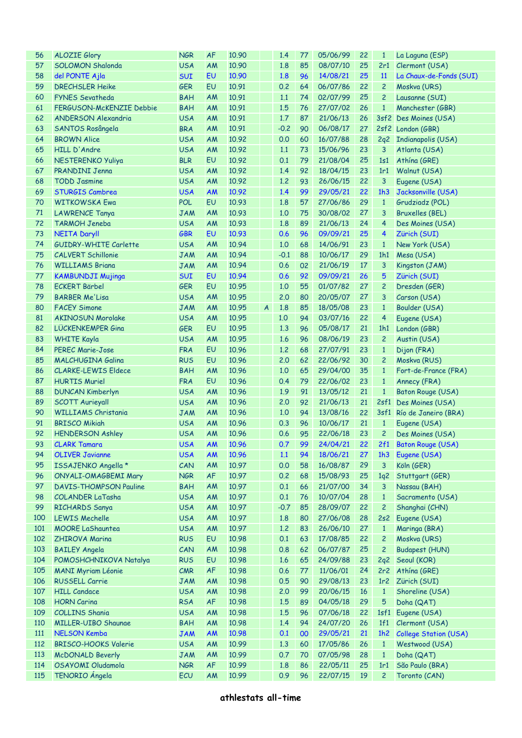| 56 | ALOZIE Glory | NGR | AF | 10.90 | | 1.4 | 77 | 05/06/99 | 22 | 1 | La Laguna (ESP) |
|---|---|---|---|---|---|---|---|---|---|---|---|
| 57 | SOLOMON Shalonda | USA | AM | 10.90 | | 1.8 | 85 | 08/07/10 | 25 | 2r1 | Clermont (USA) |
| 58 | del PONTE Ajla | SUI | EU | 10.90 | | 1.8 | 96 | 14/08/21 | 25 | 11 | La Chaux-de-Fonds (SUI) |
| 59 | DRECHSLER Heike | GER | EU | 10.91 | | 0.2 | 64 | 06/07/86 | 22 | 2 | Moskva (URS) |
| 60 | FYNES Sevatheda | BAH | AM | 10.91 | | 1.1 | 74 | 02/07/99 | 25 | 2 | Lausanne (SUI) |
| 61 | FERGUSON-McKENZIE Debbie | BAH | AM | 10.91 | | 1.5 | 76 | 27/07/02 | 26 | 1 | Manchester (GBR) |
| 62 | ANDERSON Alexandria | USA | AM | 10.91 | | 1.7 | 87 | 21/06/13 | 26 | 3sf2 | Des Moines (USA) |
| 63 | SANTOS Rosângela | BRA | AM | 10.91 | | -0.2 | 90 | 06/08/17 | 27 | 2sf2 | London (GBR) |
| 64 | BROWN Alice | USA | AM | 10.92 | | 0.0 | 60 | 16/07/88 | 28 | 2q2 | Indianapolis (USA) |
| 65 | HILL D'Andre | USA | AM | 10.92 | | 1.1 | 73 | 15/06/96 | 23 | 3 | Atlanta (USA) |
| 66 | NESTERENKO Yuliya | BLR | EU | 10.92 | | 0.1 | 79 | 21/08/04 | 25 | 1s1 | Athína (GRE) |
| 67 | PRANDINI Jenna | USA | AM | 10.92 | | 1.4 | 92 | 18/04/15 | 23 | 1r1 | Walnut (USA) |
| 68 | TODD Jasmine | USA | AM | 10.92 | | 1.2 | 93 | 26/06/15 | 22 | 3 | Eugene (USA) |
| 69 | STURGIS Cambrea | USA | AM | 10.92 | | 1.4 | 99 | 29/05/21 | 22 | 1h3 | Jacksonville (USA) |
| 70 | WITKOWSKA Ewa | POL | EU | 10.93 | | 1.8 | 57 | 27/06/86 | 29 | 1 | Grudziadz (POL) |
| 71 | LAWRENCE Tanya | JAM | AM | 10.93 | | 1.0 | 75 | 30/08/02 | 27 | 3 | Bruxelles (BEL) |
| 72 | TARMOH Jeneba | USA | AM | 10.93 | | 1.8 | 89 | 21/06/13 | 24 | 4 | Des Moines (USA) |
| 73 | NEITA Daryll | GBR | EU | 10.93 | | 0.6 | 96 | 09/09/21 | 25 | 4 | Zürich (SUI) |
| 74 | GUIDRY-WHITE Carlette | USA | AM | 10.94 | | 1.0 | 68 | 14/06/91 | 23 | 1 | New York (USA) |
| 75 | CALVERT Schillonie | JAM | AM | 10.94 | | -0.1 | 88 | 10/06/17 | 29 | 1h1 | Mesa (USA) |
| 76 | WILLIAMS Briana | JAM | AM | 10.94 | | 0.6 | 02 | 21/06/19 | 17 | 3 | Kingston (JAM) |
| 77 | KAMBUNDJI Mujinga | SUI | EU | 10.94 | | 0.6 | 92 | 09/09/21 | 26 | 5 | Zürich (SUI) |
| 78 | ECKERT Bärbel | GER | EU | 10.95 | | 1.0 | 55 | 01/07/82 | 27 | 2 | Dresden (GER) |
| 79 | BARBER Me'Lisa | USA | AM | 10.95 | | 2.0 | 80 | 20/05/07 | 27 | 3 | Carson (USA) |
| 80 | FACEY Simone | JAM | AM | 10.95 | A | 1.8 | 85 | 18/05/08 | 23 | 1 | Boulder (USA) |
| 81 | AKINOSUN Morolake | USA | AM | 10.95 | | 1.0 | 94 | 03/07/16 | 22 | 4 | Eugene (USA) |
| 82 | LÜCKENKEMPER Gina | GER | EU | 10.95 | | 1.3 | 96 | 05/08/17 | 21 | 1h1 | London (GBR) |
| 83 | WHITE Kayla | USA | AM | 10.95 | | 1.6 | 96 | 08/06/19 | 23 | 2 | Austin (USA) |
| 84 | PEREC Marie-Jose | FRA | EU | 10.96 | | 1.2 | 68 | 27/07/91 | 23 | 1 | Dijon (FRA) |
| 85 | MALCHUGINA Galina | RUS | EU | 10.96 | | 2.0 | 62 | 22/06/92 | 30 | 2 | Moskva (RUS) |
| 86 | CLARKE-LEWIS Eldece | BAH | AM | 10.96 | | 1.0 | 65 | 29/04/00 | 35 | 1 | Fort-de-France (FRA) |
| 87 | HURTIS Muriel | FRA | EU | 10.96 | | 0.4 | 79 | 22/06/02 | 23 | 1 | Annecy (FRA) |
| 88 | DUNCAN Kimberlyn | USA | AM | 10.96 | | 1.9 | 91 | 13/05/12 | 21 | 1 | Baton Rouge (USA) |
| 89 | SCOTT Aurieyall | USA | AM | 10.96 | | 2.0 | 92 | 21/06/13 | 21 | 2sf1 | Des Moines (USA) |
| 90 | WILLIAMS Christania | JAM | AM | 10.96 | | 1.0 | 94 | 13/08/16 | 22 | 3sf1 | Río de Janeiro (BRA) |
| 91 | BRISCO Mikiah | USA | AM | 10.96 | | 0.3 | 96 | 10/06/17 | 21 | 1 | Eugene (USA) |
| 92 | HENDERSON Ashley | USA | AM | 10.96 | | 0.6 | 95 | 22/06/18 | 23 | 2 | Des Moines (USA) |
| 93 | CLARK Tamara | USA | AM | 10.96 | | 0.7 | 99 | 24/04/21 | 22 | 2f1 | Baton Rouge (USA) |
| 94 | OLIVER Javianne | USA | AM | 10.96 | | 1.1 | 94 | 18/06/21 | 27 | 1h3 | Eugene (USA) |
| 95 | ISSAJENKO Angella * | CAN | AM | 10.97 | | 0.0 | 58 | 16/08/87 | 29 | 3 | Köln (GER) |
| 96 | ONYALI-OMAGBEMI Mary | NGR | AF | 10.97 | | 0.2 | 68 | 15/08/93 | 25 | 1q2 | Stuttgart (GER) |
| 97 | DAVIS-THOMPSON Pauline | BAH | AM | 10.97 | | 0.1 | 66 | 21/07/00 | 34 | 3 | Nassau (BAH) |
| 98 | COLANDER LaTasha | USA | AM | 10.97 | | 0.1 | 76 | 10/07/04 | 28 | 1 | Sacramento (USA) |
| 99 | RICHARDS Sanya | USA | AM | 10.97 | | -0.7 | 85 | 28/09/07 | 22 | 2 | Shanghai (CHN) |
| 100 | LEWIS Mechelle | USA | AM | 10.97 | | 1.8 | 80 | 27/06/08 | 28 | 2s2 | Eugene (USA) |
| 101 | MOORE LaShauntea | USA | AM | 10.97 | | 1.2 | 83 | 26/06/10 | 27 | 1 | Maringa (BRA) |
| 102 | ZHIROVA Marina | RUS | EU | 10.98 | | 0.1 | 63 | 17/08/85 | 22 | 2 | Moskva (URS) |
| 103 | BAILEY Angela | CAN | AM | 10.98 | | 0.8 | 62 | 06/07/87 | 25 | 2 | Budapest (HUN) |
| 104 | POMOSHCHNIKOVA Natalya | RUS | EU | 10.98 | | 1.6 | 65 | 24/09/88 | 23 | 2q2 | Seoul (KOR) |
| 105 | MANI Myriam Léonie | CMR | AF | 10.98 | | 0.6 | 77 | 11/06/01 | 24 | 2r2 | Athína (GRE) |
| 106 | RUSSELL Carrie | JAM | AM | 10.98 | | 0.5 | 90 | 29/08/13 | 23 | 1r2 | Zürich (SUI) |
| 107 | HILL Candace | USA | AM | 10.98 | | 2.0 | 99 | 20/06/15 | 16 | 1 | Shoreline (USA) |
| 108 | HORN Carina | RSA | AF | 10.98 | | 1.5 | 89 | 04/05/18 | 29 | 5 | Doha (QAT) |
| 109 | COLLINS Shania | USA | AM | 10.98 | | 1.5 | 96 | 07/06/18 | 22 | 1sf1 | Eugene (USA) |
| 110 | MILLER-UIBO Shaunae | BAH | AM | 10.98 | | 1.4 | 94 | 24/07/20 | 26 | 1f1 | Clermont (USA) |
| 111 | NELSON Kemba | JAM | AM | 10.98 | | 0.1 | 00 | 29/05/21 | 21 | 1h2 | College Station (USA) |
| 112 | BRISCO-HOOKS Valerie | USA | AM | 10.99 | | 1.3 | 60 | 17/05/86 | 26 | 1 | Westwood (USA) |
| 113 | McDONALD Beverly | JAM | AM | 10.99 | | 0.7 | 70 | 07/05/98 | 28 | 1 | Doha (QAT) |
| 114 | OSAYOMI Oludamola | NGR | AF | 10.99 | | 1.8 | 86 | 22/05/11 | 25 | 1r1 | São Paulo (BRA) |
| 115 | TENORIO Ángela | ECU | AM | 10.99 | | 0.9 | 96 | 22/07/15 | 19 | 2 | Toronto (CAN) |

**athlestats all-time**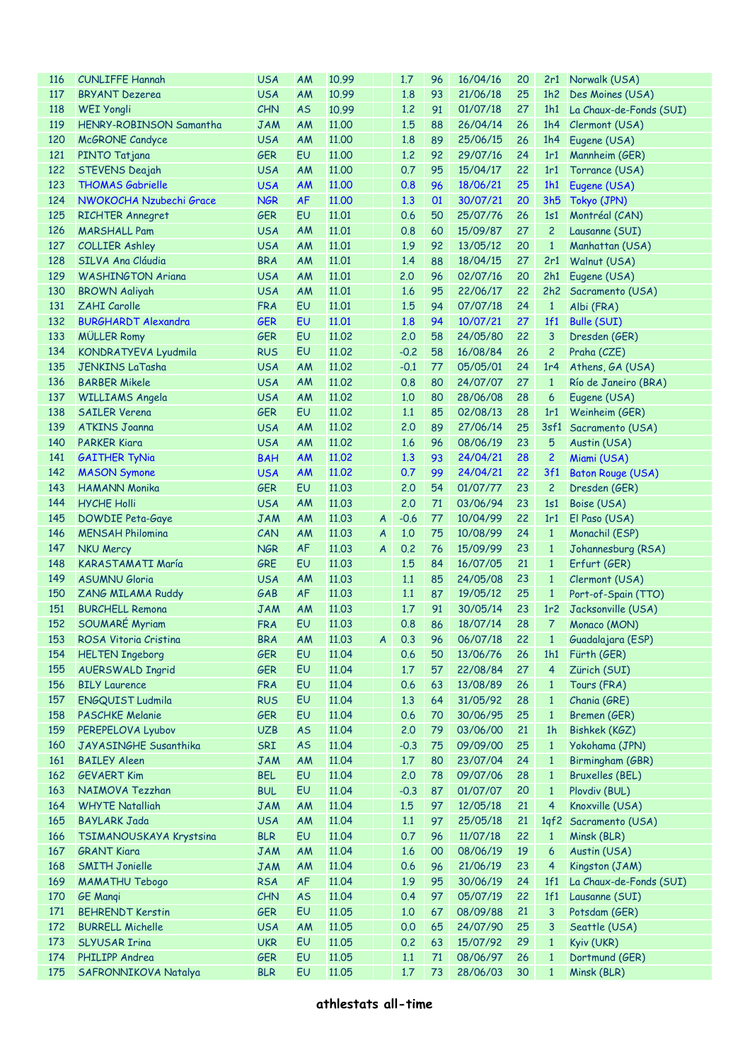| 116 | CUNLIFFE Hannah | USA | AM | 10.99 | | 1.7 | 96 | 16/04/16 | 20 | 2r1 | Norwalk (USA) |
|---|---|---|---|---|---|---|---|---|---|---|---|
| 117 | BRYANT Dezerea | USA | AM | 10.99 | | 1.8 | 93 | 21/06/18 | 25 | 1h2 | Des Moines (USA) |
| 118 | WEI Yongli | CHN | AS | 10.99 | | 1.2 | 91 | 01/07/18 | 27 | 1h1 | La Chaux-de-Fonds (SUI) |
| 119 | HENRY-ROBINSON Samantha | JAM | AM | 11.00 | | 1.5 | 88 | 26/04/14 | 26 | 1h4 | Clermont (USA) |
| 120 | McGRONE Candyce | USA | AM | 11.00 | | 1.8 | 89 | 25/06/15 | 26 | 1h4 | Eugene (USA) |
| 121 | PINTO Tatjana | GER | EU | 11.00 | | 1.2 | 92 | 29/07/16 | 24 | 1r1 | Mannheim (GER) |
| 122 | STEVENS Deajah | USA | AM | 11.00 | | 0.7 | 95 | 15/04/17 | 22 | 1r1 | Torrance (USA) |
| 123 | THOMAS Gabrielle | USA | AM | 11.00 | | 0.8 | 96 | 18/06/21 | 25 | 1h1 | Eugene (USA) |
| 124 | NWOKOCHA Nzubechi Grace | NGR | AF | 11.00 | | 1.3 | 01 | 30/07/21 | 20 | 3h5 | Tokyo (JPN) |
| 125 | RICHTER Annegret | GER | EU | 11.01 | | 0.6 | 50 | 25/07/76 | 26 | 1s1 | Montréal (CAN) |
| 126 | MARSHALL Pam | USA | AM | 11.01 | | 0.8 | 60 | 15/09/87 | 27 | 2 | Lausanne (SUI) |
| 127 | COLLIER Ashley | USA | AM | 11.01 | | 1.9 | 92 | 13/05/12 | 20 | 1 | Manhattan (USA) |
| 128 | SILVA Ana Cláudia | BRA | AM | 11.01 | | 1.4 | 88 | 18/04/15 | 27 | 2r1 | Walnut (USA) |
| 129 | WASHINGTON Ariana | USA | AM | 11.01 | | 2.0 | 96 | 02/07/16 | 20 | 2h1 | Eugene (USA) |
| 130 | BROWN Aaliyah | USA | AM | 11.01 | | 1.6 | 95 | 22/06/17 | 22 | 2h2 | Sacramento (USA) |
| 131 | ZAHI Carolle | FRA | EU | 11.01 | | 1.5 | 94 | 07/07/18 | 24 | 1 | Albi (FRA) |
| 132 | BURGHARDT Alexandra | GER | EU | 11.01 | | 1.8 | 94 | 10/07/21 | 27 | 1f1 | Bulle (SUI) |
| 133 | MÜLLER Romy | GER | EU | 11.02 | | 2.0 | 58 | 24/05/80 | 22 | 3 | Dresden (GER) |
| 134 | KONDRATYEVA Lyudmila | RUS | EU | 11.02 | | -0.2 | 58 | 16/08/84 | 26 | 2 | Praha (CZE) |
| 135 | JENKINS LaTasha | USA | AM | 11.02 | | -0.1 | 77 | 05/05/01 | 24 | 1r4 | Athens, GA (USA) |
| 136 | BARBER Mikele | USA | AM | 11.02 | | 0.8 | 80 | 24/07/07 | 27 | 1 | Río de Janeiro (BRA) |
| 137 | WILLIAMS Angela | USA | AM | 11.02 | | 1.0 | 80 | 28/06/08 | 28 | 6 | Eugene (USA) |
| 138 | SAILER Verena | GER | EU | 11.02 | | 1.1 | 85 | 02/08/13 | 28 | 1r1 | Weinheim (GER) |
| 139 | ATKINS Joanna | USA | AM | 11.02 | | 2.0 | 89 | 27/06/14 | 25 | 3sf1 | Sacramento (USA) |
| 140 | PARKER Kiara | USA | AM | 11.02 | | 1.6 | 96 | 08/06/19 | 23 | 5 | Austin (USA) |
| 141 | GAITHER TyNia | BAH | AM | 11.02 | | 1.3 | 93 | 24/04/21 | 28 | 2 | Miami (USA) |
| 142 | MASON Symone | USA | AM | 11.02 | | 0.7 | 99 | 24/04/21 | 22 | 3f1 | Baton Rouge (USA) |
| 143 | HAMANN Monika | GER | EU | 11.03 | | 2.0 | 54 | 01/07/77 | 23 | 2 | Dresden (GER) |
| 144 | HYCHE Holli | USA | AM | 11.03 | | 2.0 | 71 | 03/06/94 | 23 | 1s1 | Boise (USA) |
| 145 | DOWDIE Peta-Gaye | JAM | AM | 11.03 | A | -0.6 | 77 | 10/04/99 | 22 | 1r1 | El Paso (USA) |
| 146 | MENSAH Philomina | CAN | AM | 11.03 | A | 1.0 | 75 | 10/08/99 | 24 | 1 | Monachil (ESP) |
| 147 | NKU Mercy | NGR | AF | 11.03 | A | 0.2 | 76 | 15/09/99 | 23 | 1 | Johannesburg (RSA) |
| 148 | KARASTAMATI María | GRE | EU | 11.03 | | 1.5 | 84 | 16/07/05 | 21 | 1 | Erfurt (GER) |
| 149 | ASUMNU Gloria | USA | AM | 11.03 | | 1.1 | 85 | 24/05/08 | 23 | 1 | Clermont (USA) |
| 150 | ZANG MILAMA Ruddy | GAB | AF | 11.03 | | 1.1 | 87 | 19/05/12 | 25 | 1 | Port-of-Spain (TTO) |
| 151 | BURCHELL Remona | JAM | AM | 11.03 | | 1.7 | 91 | 30/05/14 | 23 | 1r2 | Jacksonville (USA) |
| 152 | SOUMARÉ Myriam | FRA | EU | 11.03 | | 0.8 | 86 | 18/07/14 | 28 | 7 | Monaco (MON) |
| 153 | ROSA Vitoria Cristina | BRA | AM | 11.03 | A | 0.3 | 96 | 06/07/18 | 22 | 1 | Guadalajara (ESP) |
| 154 | HELTEN Ingeborg | GER | EU | 11.04 | | 0.6 | 50 | 13/06/76 | 26 | 1h1 | Fürth (GER) |
| 155 | AUERSWALD Ingrid | GER | EU | 11.04 | | 1.7 | 57 | 22/08/84 | 27 | 4 | Zürich (SUI) |
| 156 | BILY Laurence | FRA | EU | 11.04 | | 0.6 | 63 | 13/08/89 | 26 | 1 | Tours (FRA) |
| 157 | ENGQUIST Ludmila | RUS | EU | 11.04 | | 1.3 | 64 | 31/05/92 | 28 | 1 | Chania (GRE) |
| 158 | PASCHKE Melanie | GER | EU | 11.04 | | 0.6 | 70 | 30/06/95 | 25 | 1 | Bremen (GER) |
| 159 | PEREPELOVA Lyubov | UZB | AS | 11.04 | | 2.0 | 79 | 03/06/00 | 21 | 1h | Bishkek (KGZ) |
| 160 | JAYASINGHE Susanthika | SRI | AS | 11.04 | | -0.3 | 75 | 09/09/00 | 25 | 1 | Yokohama (JPN) |
| 161 | BAILEY Aleen | JAM | AM | 11.04 | | 1.7 | 80 | 23/07/04 | 24 | 1 | Birmingham (GBR) |
| 162 | GEVAERT Kim | BEL | EU | 11.04 | | 2.0 | 78 | 09/07/06 | 28 | 1 | Bruxelles (BEL) |
| 163 | NAIMOVA Tezzhan | BUL | EU | 11.04 | | -0.3 | 87 | 01/07/07 | 20 | 1 | Plovdiv (BUL) |
| 164 | WHYTE Natalliah | JAM | AM | 11.04 | | 1.5 | 97 | 12/05/18 | 21 | 4 | Knoxville (USA) |
| 165 | BAYLARK Jada | USA | AM | 11.04 | | 1.1 | 97 | 25/05/18 | 21 | 1qf2 | Sacramento (USA) |
| 166 | TSIMANOUSKAYA Krystsina | BLR | EU | 11.04 | | 0.7 | 96 | 11/07/18 | 22 | 1 | Minsk (BLR) |
| 167 | GRANT Kiara | JAM | AM | 11.04 | | 1.6 | 00 | 08/06/19 | 19 | 6 | Austin (USA) |
| 168 | SMITH Jonielle | JAM | AM | 11.04 | | 0.6 | 96 | 21/06/19 | 23 | 4 | Kingston (JAM) |
| 169 | MAMATHU Tebogo | RSA | AF | 11.04 | | 1.9 | 95 | 30/06/19 | 24 | 1f1 | La Chaux-de-Fonds (SUI) |
| 170 | GE Manqi | CHN | AS | 11.04 | | 0.4 | 97 | 05/07/19 | 22 | 1f1 | Lausanne (SUI) |
| 171 | BEHRENDT Kerstin | GER | EU | 11.05 | | 1.0 | 67 | 08/09/88 | 21 | 3 | Potsdam (GER) |
| 172 | BURRELL Michelle | USA | AM | 11.05 | | 0.0 | 65 | 24/07/90 | 25 | 3 | Seattle (USA) |
| 173 | SLYUSAR Irina | UKR | EU | 11.05 | | 0.2 | 63 | 15/07/92 | 29 | 1 | Kyiv (UKR) |
| 174 | PHILIPP Andrea | GER | EU | 11.05 | | 1.1 | 71 | 08/06/97 | 26 | 1 | Dortmund (GER) |
| 175 | SAFRONNIKOVA Natalya | BLR | EU | 11.05 | | 1.7 | 73 | 28/06/03 | 30 | 1 | Minsk (BLR) |

**athlestats all-time**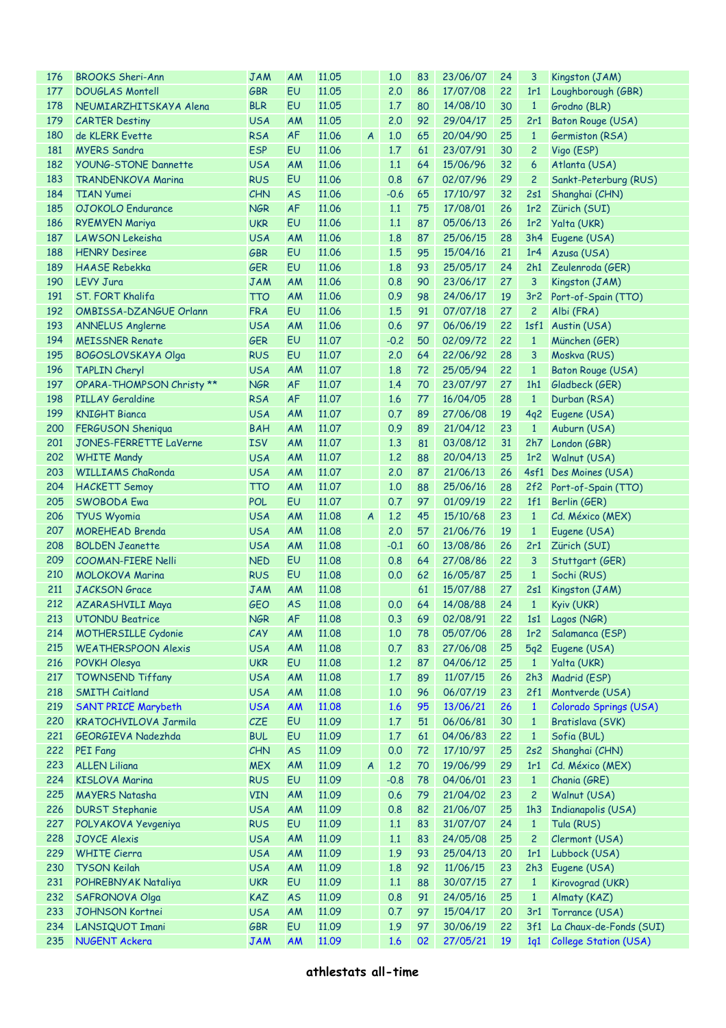| | | | | | | | | | | | |
|---|---|---|---|---|---|---|---|---|---|---|---|
| 176 | BROOKS Sheri-Ann | JAM | AM | 11.05 | | 1.0 | 83 | 23/06/07 | 24 | 3 | Kingston (JAM) |
| 177 | DOUGLAS Montell | GBR | EU | 11.05 | | 2.0 | 86 | 17/07/08 | 22 | 1r1 | Loughborough (GBR) |
| 178 | NEUMIARZHITSKAYA Alena | BLR | EU | 11.05 | | 1.7 | 80 | 14/08/10 | 30 | 1 | Grodno (BLR) |
| 179 | CARTER Destiny | USA | AM | 11.05 | | 2.0 | 92 | 29/04/17 | 25 | 2r1 | Baton Rouge (USA) |
| 180 | de KLERK Evette | RSA | AF | 11.06 | A | 1.0 | 65 | 20/04/90 | 25 | 1 | Germiston (RSA) |
| 181 | MYERS Sandra | ESP | EU | 11.06 | | 1.7 | 61 | 23/07/91 | 30 | 2 | Vigo (ESP) |
| 182 | YOUNG-STONE Dannette | USA | AM | 11.06 | | 1.1 | 64 | 15/06/96 | 32 | 6 | Atlanta (USA) |
| 183 | TRANDENKOVA Marina | RUS | EU | 11.06 | | 0.8 | 67 | 02/07/96 | 29 | 2 | Sankt-Peterburg (RUS) |
| 184 | TIAN Yumei | CHN | AS | 11.06 | | -0.6 | 65 | 17/10/97 | 32 | 2s1 | Shanghai (CHN) |
| 185 | OJOKOLO Endurance | NGR | AF | 11.06 | | 1.1 | 75 | 17/08/01 | 26 | 1r2 | Zürich (SUI) |
| 186 | RYEMYEN Mariya | UKR | EU | 11.06 | | 1.1 | 87 | 05/06/13 | 26 | 1r2 | Yalta (UKR) |
| 187 | LAWSON Lekeisha | USA | AM | 11.06 | | 1.8 | 87 | 25/06/15 | 28 | 3h4 | Eugene (USA) |
| 188 | HENRY Desiree | GBR | EU | 11.06 | | 1.5 | 95 | 15/04/16 | 21 | 1r4 | Azusa (USA) |
| 189 | HAASE Rebekka | GER | EU | 11.06 | | 1.8 | 93 | 25/05/17 | 24 | 2h1 | Zeulenroda (GER) |
| 190 | LEVY Jura | JAM | AM | 11.06 | | 0.8 | 90 | 23/06/17 | 27 | 3 | Kingston (JAM) |
| 191 | ST. FORT Khalifa | TTO | AM | 11.06 | | 0.9 | 98 | 24/06/17 | 19 | 3r2 | Port-of-Spain (TTO) |
| 192 | OMBISSA-DZANGUE Orlann | FRA | EU | 11.06 | | 1.5 | 91 | 07/07/18 | 27 | 2 | Albi (FRA) |
| 193 | ANNELUS Anglerne | USA | AM | 11.06 | | 0.6 | 97 | 06/06/19 | 22 | 1sf1 | Austin (USA) |
| 194 | MEISSNER Renate | GER | EU | 11.07 | | -0.2 | 50 | 02/09/72 | 22 | 1 | München (GER) |
| 195 | BOGOSLOVSKAYA Olga | RUS | EU | 11.07 | | 2.0 | 64 | 22/06/92 | 28 | 3 | Moskva (RUS) |
| 196 | TAPLIN Cheryl | USA | AM | 11.07 | | 1.8 | 72 | 25/05/94 | 22 | 1 | Baton Rouge (USA) |
| 197 | OPARA-THOMPSON Christy ** | NGR | AF | 11.07 | | 1.4 | 70 | 23/07/97 | 27 | 1h1 | Gladbeck (GER) |
| 198 | PILLAY Geraldine | RSA | AF | 11.07 | | 1.6 | 77 | 16/04/05 | 28 | 1 | Durban (RSA) |
| 199 | KNIGHT Bianca | USA | AM | 11.07 | | 0.7 | 89 | 27/06/08 | 19 | 4q2 | Eugene (USA) |
| 200 | FERGUSON Sheniqua | BAH | AM | 11.07 | | 0.9 | 89 | 21/04/12 | 23 | 1 | Auburn (USA) |
| 201 | JONES-FERRETTE LaVerne | ISV | AM | 11.07 | | 1.3 | 81 | 03/08/12 | 31 | 2h7 | London (GBR) |
| 202 | WHITE Mandy | USA | AM | 11.07 | | 1.2 | 88 | 20/04/13 | 25 | 1r2 | Walnut (USA) |
| 203 | WILLIAMS ChaRonda | USA | AM | 11.07 | | 2.0 | 87 | 21/06/13 | 26 | 4sf1 | Des Moines (USA) |
| 204 | HACKETT Semoy | TTO | AM | 11.07 | | 1.0 | 88 | 25/06/16 | 28 | 2f2 | Port-of-Spain (TTO) |
| 205 | SWOBODA Ewa | POL | EU | 11.07 | | 0.7 | 97 | 01/09/19 | 22 | 1f1 | Berlin (GER) |
| 206 | TYUS Wyomia | USA | AM | 11.08 | A | 1.2 | 45 | 15/10/68 | 23 | 1 | Cd. México (MEX) |
| 207 | MOREHEAD Brenda | USA | AM | 11.08 | | 2.0 | 57 | 21/06/76 | 19 | 1 | Eugene (USA) |
| 208 | BOLDEN Jeanette | USA | AM | 11.08 | | -0.1 | 60 | 13/08/86 | 26 | 2r1 | Zürich (SUI) |
| 209 | COOMAN-FIERE Nelli | NED | EU | 11.08 | | 0.8 | 64 | 27/08/86 | 22 | 3 | Stuttgart (GER) |
| 210 | MOLOKOVA Marina | RUS | EU | 11.08 | | 0.0 | 62 | 16/05/87 | 25 | 1 | Sochi (RUS) |
| 211 | JACKSON Grace | JAM | AM | 11.08 | | | 61 | 15/07/88 | 27 | 2s1 | Kingston (JAM) |
| 212 | AZARASHVILI Maya | GEO | AS | 11.08 | | 0.0 | 64 | 14/08/88 | 24 | 1 | Kyiv (UKR) |
| 213 | UTONDU Beatrice | NGR | AF | 11.08 | | 0.3 | 69 | 02/08/91 | 22 | 1s1 | Lagos (NGR) |
| 214 | MOTHERSILLE Cydonie | CAY | AM | 11.08 | | 1.0 | 78 | 05/07/06 | 28 | 1r2 | Salamanca (ESP) |
| 215 | WEATHERSPOON Alexis | USA | AM | 11.08 | | 0.7 | 83 | 27/06/08 | 25 | 5q2 | Eugene (USA) |
| 216 | POVKH Olesya | UKR | EU | 11.08 | | 1.2 | 87 | 04/06/12 | 25 | 1 | Yalta (UKR) |
| 217 | TOWNSEND Tiffany | USA | AM | 11.08 | | 1.7 | 89 | 11/07/15 | 26 | 2h3 | Madrid (ESP) |
| 218 | SMITH Caitland | USA | AM | 11.08 | | 1.0 | 96 | 06/07/19 | 23 | 2f1 | Montverde (USA) |
| 219 | SANT PRICE Marybeth | USA | AM | 11.08 | | 1.6 | 95 | 13/06/21 | 26 | 1 | Colorado Springs (USA) |
| 220 | KRATOCHVILOVA Jarmila | CZE | EU | 11.09 | | 1.7 | 51 | 06/06/81 | 30 | 1 | Bratislava (SVK) |
| 221 | GEORGIEVA Nadezhda | BUL | EU | 11.09 | | 1.7 | 61 | 04/06/83 | 22 | 1 | Sofia (BUL) |
| 222 | PEI Fang | CHN | AS | 11.09 | | 0.0 | 72 | 17/10/97 | 25 | 2s2 | Shanghai (CHN) |
| 223 | ALLEN Liliana | MEX | AM | 11.09 | A | 1.2 | 70 | 19/06/99 | 29 | 1r1 | Cd. México (MEX) |
| 224 | KISLOVA Marina | RUS | EU | 11.09 | | -0.8 | 78 | 04/06/01 | 23 | 1 | Chania (GRE) |
| 225 | MAYERS Natasha | VIN | AM | 11.09 | | 0.6 | 79 | 21/04/02 | 23 | 2 | Walnut (USA) |
| 226 | DURST Stephanie | USA | AM | 11.09 | | 0.8 | 82 | 21/06/07 | 25 | 1h3 | Indianapolis (USA) |
| 227 | POLYAKOVA Yevgeniya | RUS | EU | 11.09 | | 1.1 | 83 | 31/07/07 | 24 | 1 | Tula (RUS) |
| 228 | JOYCE Alexis | USA | AM | 11.09 | | 1.1 | 83 | 24/05/08 | 25 | 2 | Clermont (USA) |
| 229 | WHITE Cierra | USA | AM | 11.09 | | 1.9 | 93 | 25/04/13 | 20 | 1r1 | Lubbock (USA) |
| 230 | TYSON Keilah | USA | AM | 11.09 | | 1.8 | 92 | 11/06/15 | 23 | 2h3 | Eugene (USA) |
| 231 | POHREBNYAK Nataliya | UKR | EU | 11.09 | | 1.1 | 88 | 30/07/15 | 27 | 1 | Kirovograd (UKR) |
| 232 | SAFRONOVA Olga | KAZ | AS | 11.09 | | 0.8 | 91 | 24/05/16 | 25 | 1 | Almaty (KAZ) |
| 233 | JOHNSON Kortnei | USA | AM | 11.09 | | 0.7 | 97 | 15/04/17 | 20 | 3r1 | Torrance (USA) |
| 234 | LANSIQUOT Imani | GBR | EU | 11.09 | | 1.9 | 97 | 30/06/19 | 22 | 3f1 | La Chaux-de-Fonds (SUI) |
| 235 | NUGENT Ackera | JAM | AM | 11.09 | | 1.6 | 02 | 27/05/21 | 19 | 1q1 | College Station (USA) |

athlestats all-time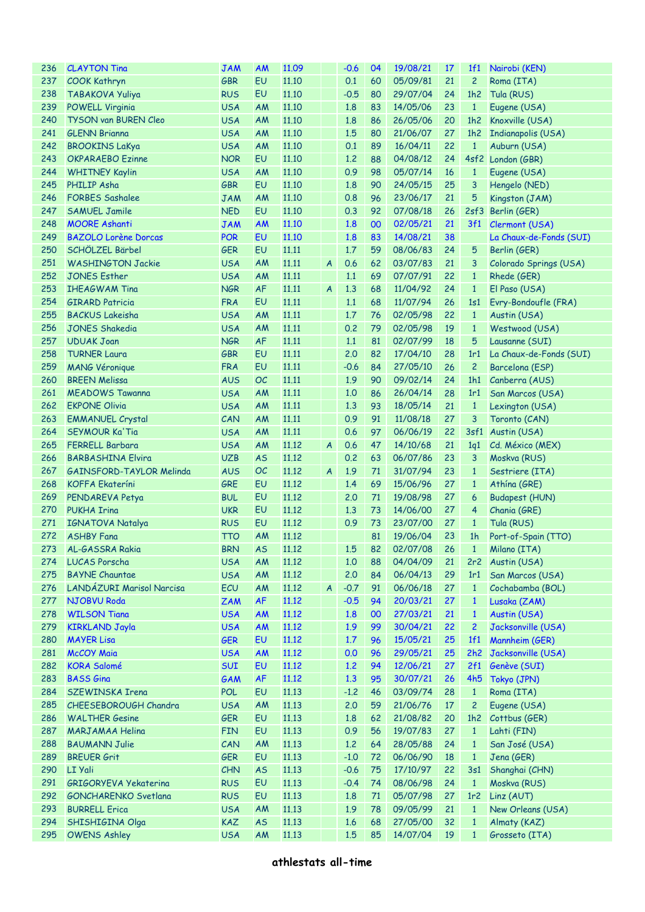| 236 | CLAYTON Tina | JAM | AM | 11.09 | | -0.6 | 04 | 19/08/21 | 17 | 1f1 | Nairobi (KEN) |
|---|---|---|---|---|---|---|---|---|---|---|---|
| 237 | COOK Kathryn | GBR | EU | 11.10 | | 0.1 | 60 | 05/09/81 | 21 | 2 | Roma (ITA) |
| 238 | TABAKOVA Yuliya | RUS | EU | 11.10 | | -0.5 | 80 | 29/07/04 | 24 | 1h2 | Tula (RUS) |
| 239 | POWELL Virginia | USA | AM | 11.10 | | 1.8 | 83 | 14/05/06 | 23 | 1 | Eugene (USA) |
| 240 | TYSON van BUREN Cleo | USA | AM | 11.10 | | 1.8 | 86 | 26/05/06 | 20 | 1h2 | Knoxville (USA) |
| 241 | GLENN Brianna | USA | AM | 11.10 | | 1.5 | 80 | 21/06/07 | 27 | 1h2 | Indianapolis (USA) |
| 242 | BROOKINS LaKya | USA | AM | 11.10 | | 0.1 | 89 | 16/04/11 | 22 | 1 | Auburn (USA) |
| 243 | OKPARAEBO Ezinne | NOR | EU | 11.10 | | 1.2 | 88 | 04/08/12 | 24 | 4sf2 | London (GBR) |
| 244 | WHITNEY Kaylin | USA | AM | 11.10 | | 0.9 | 98 | 05/07/14 | 16 | 1 | Eugene (USA) |
| 245 | PHILIP Asha | GBR | EU | 11.10 | | 1.8 | 90 | 24/05/15 | 25 | 3 | Hengelo (NED) |
| 246 | FORBES Sashalee | JAM | AM | 11.10 | | 0.8 | 96 | 23/06/17 | 21 | 5 | Kingston (JAM) |
| 247 | SAMUEL Jamile | NED | EU | 11.10 | | 0.3 | 92 | 07/08/18 | 26 | 2sf3 | Berlin (GER) |
| 248 | MOORE Ashanti | JAM | AM | 11.10 | | 1.8 | 00 | 02/05/21 | 21 | 3f1 | Clermont (USA) |
| 249 | BAZOLO Lorène Dorcas | POR | EU | 11.10 | | 1.8 | 83 | 14/08/21 | 38 | | La Chaux-de-Fonds (SUI) |
| 250 | SCHÖLZEL Bärbel | GER | EU | 11.11 | | 1.7 | 59 | 08/06/83 | 24 | 5 | Berlin (GER) |
| 251 | WASHINGTON Jackie | USA | AM | 11.11 | A | 0.6 | 62 | 03/07/83 | 21 | 3 | Colorado Springs (USA) |
| 252 | JONES Esther | USA | AM | 11.11 | | 1.1 | 69 | 07/07/91 | 22 | 1 | Rhede (GER) |
| 253 | IHEAGWAM Tina | NGR | AF | 11.11 | A | 1.3 | 68 | 11/04/92 | 24 | 1 | El Paso (USA) |
| 254 | GIRARD Patricia | FRA | EU | 11.11 | | 1.1 | 68 | 11/07/94 | 26 | 1s1 | Evry-Bondoufle (FRA) |
| 255 | BACKUS Lakeisha | USA | AM | 11.11 | | 1.7 | 76 | 02/05/98 | 22 | 1 | Austin (USA) |
| 256 | JONES Shakedia | USA | AM | 11.11 | | 0.2 | 79 | 02/05/98 | 19 | 1 | Westwood (USA) |
| 257 | UDUAK Joan | NGR | AF | 11.11 | | 1.1 | 81 | 02/07/99 | 18 | 5 | Lausanne (SUI) |
| 258 | TURNER Laura | GBR | EU | 11.11 | | 2.0 | 82 | 17/04/10 | 28 | 1r1 | La Chaux-de-Fonds (SUI) |
| 259 | MANG Véronique | FRA | EU | 11.11 | | -0.6 | 84 | 27/05/10 | 26 | 2 | Barcelona (ESP) |
| 260 | BREEN Melissa | AUS | OC | 11.11 | | 1.9 | 90 | 09/02/14 | 24 | 1h1 | Canberra (AUS) |
| 261 | MEADOWS Tawanna | USA | AM | 11.11 | | 1.0 | 86 | 26/04/14 | 28 | 1r1 | San Marcos (USA) |
| 262 | EKPONE Olivia | USA | AM | 11.11 | | 1.3 | 93 | 18/05/14 | 21 | 1 | Lexington (USA) |
| 263 | EMMANUEL Crystal | CAN | AM | 11.11 | | 0.9 | 91 | 11/08/18 | 27 | 3 | Toronto (CAN) |
| 264 | SEYMOUR Ka'Tia | USA | AM | 11.11 | | 0.6 | 97 | 06/06/19 | 22 | 3sf1 | Austin (USA) |
| 265 | FERRELL Barbara | USA | AM | 11.12 | A | 0.6 | 47 | 14/10/68 | 21 | 1q1 | Cd. México (MEX) |
| 266 | BARBASHINA Elvira | UZB | AS | 11.12 | | 0.2 | 63 | 06/07/86 | 23 | 3 | Moskva (RUS) |
| 267 | GAINSFORD-TAYLOR Melinda | AUS | OC | 11.12 | A | 1.9 | 71 | 31/07/94 | 23 | 1 | Sestriere (ITA) |
| 268 | KOFFA Ekateríni | GRE | EU | 11.12 | | 1.4 | 69 | 15/06/96 | 27 | 1 | Athína (GRE) |
| 269 | PENDAREVA Petya | BUL | EU | 11.12 | | 2.0 | 71 | 19/08/98 | 27 | 6 | Budapest (HUN) |
| 270 | PUKHA Irina | UKR | EU | 11.12 | | 1.3 | 73 | 14/06/00 | 27 | 4 | Chania (GRE) |
| 271 | IGNATOVA Natalya | RUS | EU | 11.12 | | 0.9 | 73 | 23/07/00 | 27 | 1 | Tula (RUS) |
| 272 | ASHBY Fana | TTO | AM | 11.12 | | | 81 | 19/06/04 | 23 | 1h | Port-of-Spain (TTO) |
| 273 | AL-GASSRA Rakia | BRN | AS | 11.12 | | 1.5 | 82 | 02/07/08 | 26 | 1 | Milano (ITA) |
| 274 | LUCAS Porscha | USA | AM | 11.12 | | 1.0 | 88 | 04/04/09 | 21 | 2r2 | Austin (USA) |
| 275 | BAYNE Chauntae | USA | AM | 11.12 | | 2.0 | 84 | 06/04/13 | 29 | 1r1 | San Marcos (USA) |
| 276 | LANDÁZURI Marisol Narcisa | ECU | AM | 11.12 | A | -0.7 | 91 | 06/06/18 | 27 | 1 | Cochabamba (BOL) |
| 277 | NJOBVU Roda | ZAM | AF | 11.12 | | -0.5 | 94 | 20/03/21 | 27 | 1 | Lusaka (ZAM) |
| 278 | WILSON Tiana | USA | AM | 11.12 | | 1.8 | 00 | 27/03/21 | 21 | 1 | Austin (USA) |
| 279 | KIRKLAND Jayla | USA | AM | 11.12 | | 1.9 | 99 | 30/04/21 | 22 | 2 | Jacksonville (USA) |
| 280 | MAYER Lisa | GER | EU | 11.12 | | 1.7 | 96 | 15/05/21 | 25 | 1f1 | Mannheim (GER) |
| 281 | McCOY Maia | USA | AM | 11.12 | | 0.0 | 96 | 29/05/21 | 25 | 2h2 | Jacksonville (USA) |
| 282 | KORA Salomé | SUI | EU | 11.12 | | 1.2 | 94 | 12/06/21 | 27 | 2f1 | Genève (SUI) |
| 283 | BASS Gina | GAM | AF | 11.12 | | 1.3 | 95 | 30/07/21 | 26 | 4h5 | Tokyo (JPN) |
| 284 | SZEWINSKA Irena | POL | EU | 11.13 | | -1.2 | 46 | 03/09/74 | 28 | 1 | Roma (ITA) |
| 285 | CHEESEBOROUGH Chandra | USA | AM | 11.13 | | 2.0 | 59 | 21/06/76 | 17 | 2 | Eugene (USA) |
| 286 | WALTHER Gesine | GER | EU | 11.13 | | 1.8 | 62 | 21/08/82 | 20 | 1h2 | Cottbus (GER) |
| 287 | MARJAMAA Helina | FIN | EU | 11.13 | | 0.9 | 56 | 19/07/83 | 27 | 1 | Lahti (FIN) |
| 288 | BAUMANN Julie | CAN | AM | 11.13 | | 1.2 | 64 | 28/05/88 | 24 | 1 | San José (USA) |
| 289 | BREUER Grit | GER | EU | 11.13 | | -1.0 | 72 | 06/06/90 | 18 | 1 | Jena (GER) |
| 290 | LI Yali | CHN | AS | 11.13 | | -0.6 | 75 | 17/10/97 | 22 | 3s1 | Shanghai (CHN) |
| 291 | GRIGORYEVA Yekaterina | RUS | EU | 11.13 | | -0.4 | 74 | 08/06/98 | 24 | 1 | Moskva (RUS) |
| 292 | GONCHARENKO Svetlana | RUS | EU | 11.13 | | 1.8 | 71 | 05/07/98 | 27 | 1r2 | Linz (AUT) |
| 293 | BURRELL Erica | USA | AM | 11.13 | | 1.9 | 78 | 09/05/99 | 21 | 1 | New Orleans (USA) |
| 294 | SHISHIGINA Olga | KAZ | AS | 11.13 | | 1.6 | 68 | 27/05/00 | 32 | 1 | Almaty (KAZ) |
| 295 | OWENS Ashley | USA | AM | 11.13 | | 1.5 | 85 | 14/07/04 | 19 | 1 | Grosseto (ITA) |

**athlestats all-time**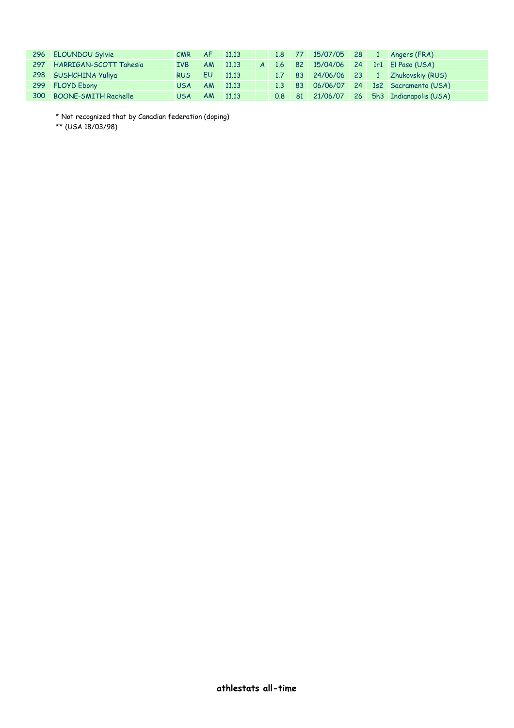| | | | | | | | | | | | |
|---|---|---|---|---|---|---|---|---|---|---|---|
| 296 | ELOUNDOU Sylvie | CMR | AF | 11.13 | | 1.8 | 77 | 15/07/05 | 28 | 1 | Angers (FRA) |
| 297 | HARRIGAN-SCOTT Tahesia | IVB | AM | 11.13 | A | 1.6 | 82 | 15/04/06 | 24 | 1r1 | El Paso (USA) |
| 298 | GUSHCHINA Yuliya | RUS | EU | 11.13 | | 1.7 | 83 | 24/06/06 | 23 | 1 | Zhukovskiy (RUS) |
| 299 | FLOYD Ebony | USA | AM | 11.13 | | 1.3 | 83 | 06/06/07 | 24 | 1s2 | Sacramento (USA) |
| 300 | BOONE-SMITH Rachelle | USA | AM | 11.13 | | 0.8 | 81 | 21/06/07 | 26 | 5h3 | Indianapolis (USA) |

* Not recognized that by Canadian federation (doping)

** (USA 18/03/98)